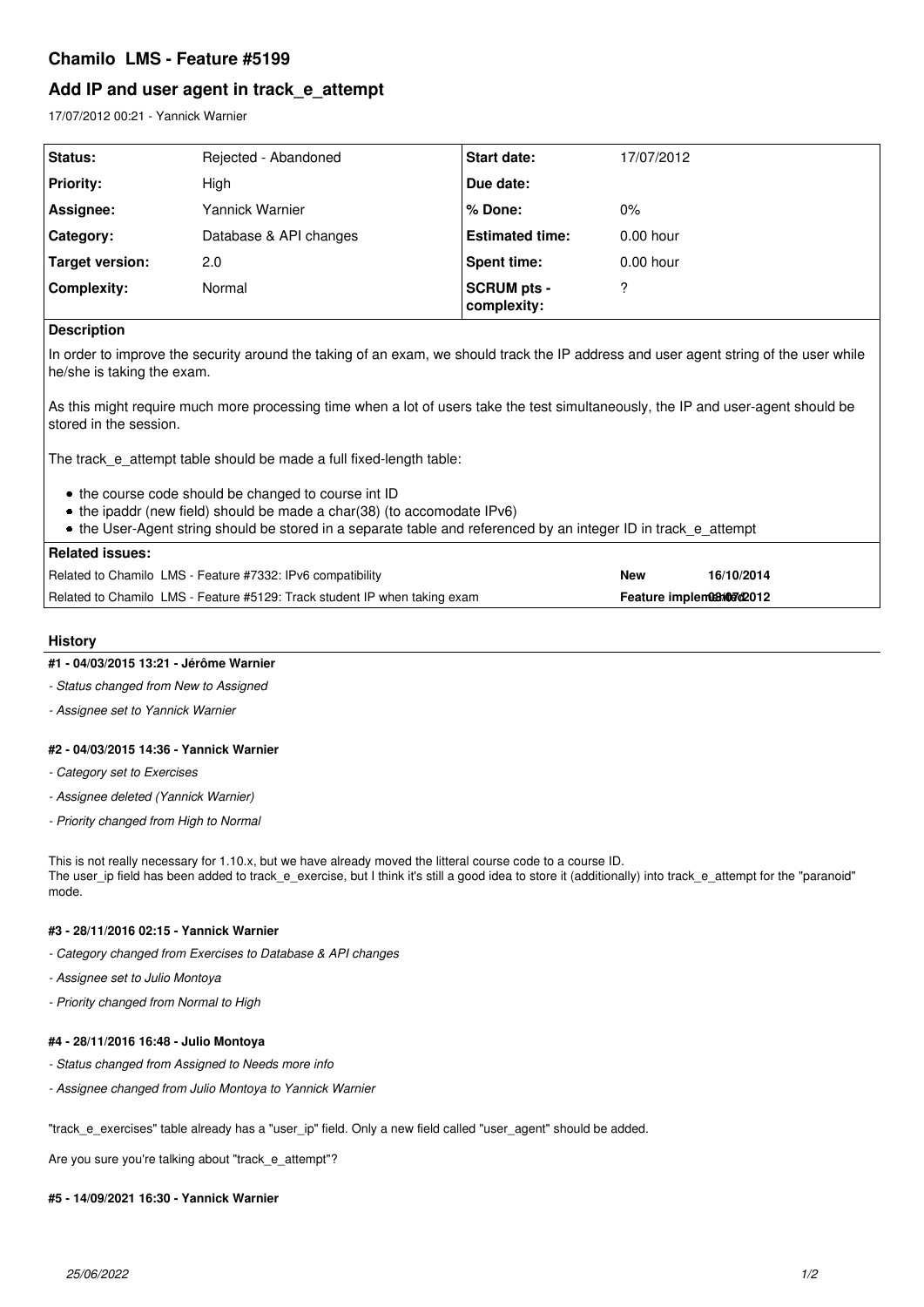# Chamilo LMS - Feature #5199

## Add IP and user agent in track_e_attempt

17/07/2012 00:21 - Yannick Warnier

| Status: | Rejected - Abandoned | Start date: | 17/07/2012 |
|---|---|---|---|
| Priority: | High | Due date: | |
| Assignee: | Yannick Warnier | % Done: | 0% |
| Category: | Database & API changes | Estimated time: | 0.00 hour |
| Target version: | 2.0 | Spent time: | 0.00 hour |
| Complexity: | Normal | SCRUM pts - complexity: | ? |

**Description**

In order to improve the security around the taking of an exam, we should track the IP address and user agent string of the user while he/she is taking the exam.

As this might require much more processing time when a lot of users take the test simultaneously, the IP and user-agent should be stored in the session.

The track_e_attempt table should be made a full fixed-length table:

- the course code should be changed to course int ID
- the ipaddr (new field) should be made a char(38) (to accomodate IPv6)
- the User-Agent string should be stored in a separate table and referenced by an integer ID in track_e_attempt

**Related issues:**

| | | |
|---|---|---|
| Related to Chamilo LMS - Feature #7332: IPv6 compatibility | New | 16/10/2014 |
| Related to Chamilo LMS - Feature #5129: Track student IP when taking exam | Feature implemented | 08/07/2012 |

### History

#### #1 - 04/03/2015 13:21 - Jérôme Warnier

- *Status changed from New to Assigned*
- *Assignee set to Yannick Warnier*

#### #2 - 04/03/2015 14:36 - Yannick Warnier

- *Category set to Exercises*
- *Assignee deleted (Yannick Warnier)*
- *Priority changed from High to Normal*

This is not really necessary for 1.10.x, but we have already moved the litteral course code to a course ID.
The user_ip field has been added to track_e_exercise, but I think it's still a good idea to store it (additionally) into track_e_attempt for the "paranoid" mode.

#### #3 - 28/11/2016 02:15 - Yannick Warnier

- *Category changed from Exercises to Database & API changes*
- *Assignee set to Julio Montoya*
- *Priority changed from Normal to High*

#### #4 - 28/11/2016 16:48 - Julio Montoya

- *Status changed from Assigned to Needs more info*
- *Assignee changed from Julio Montoya to Yannick Warnier*

"track_e_exercises" table already has a "user_ip" field. Only a new field called "user_agent" should be added.

Are you sure you're talking about "track_e_attempt"?

#### #5 - 14/09/2021 16:30 - Yannick Warnier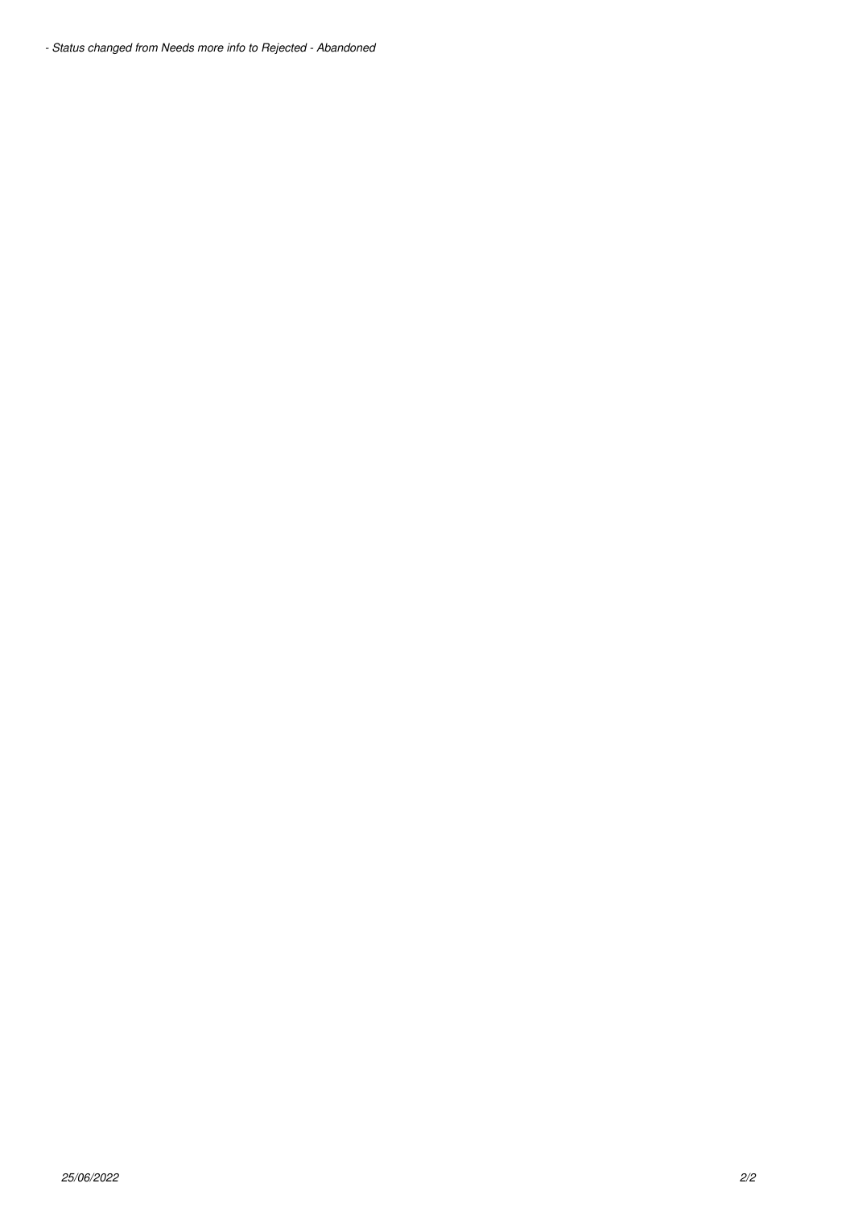*- Status changed from Needs more info to Rejected - Abandoned*